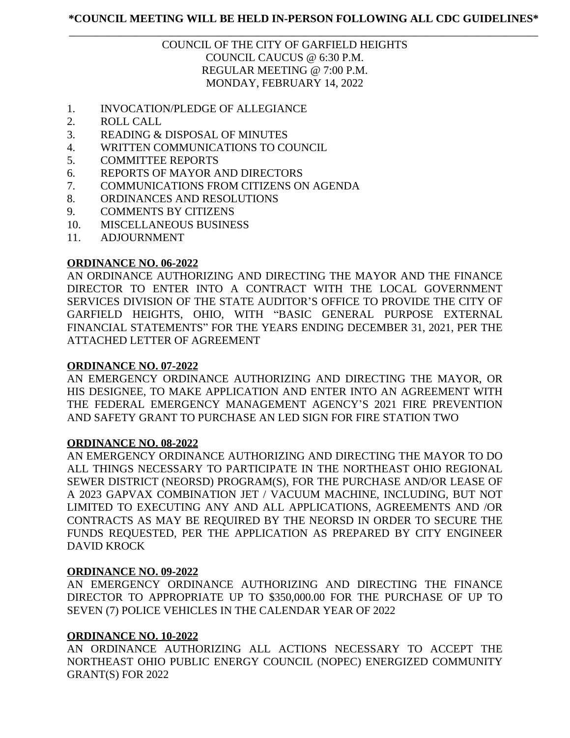**\*COUNCIL MEETING WILL BE HELD IN-PERSON FOLLOWING ALL CDC GUIDELINES\***

---

COUNCIL OF THE CITY OF GARFIELD HEIGHTS
COUNCIL CAUCUS @ 6:30 P.M.
REGULAR MEETING @ 7:00 P.M.
MONDAY, FEBRUARY 14, 2022

1. INVOCATION/PLEDGE OF ALLEGIANCE
2. ROLL CALL
3. READING & DISPOSAL OF MINUTES
4. WRITTEN COMMUNICATIONS TO COUNCIL
5. COMMITTEE REPORTS
6. REPORTS OF MAYOR AND DIRECTORS
7. COMMUNICATIONS FROM CITIZENS ON AGENDA
8. ORDINANCES AND RESOLUTIONS
9. COMMENTS BY CITIZENS
10. MISCELLANEOUS BUSINESS
11. ADJOURNMENT

**ORDINANCE NO. 06-2022**

AN ORDINANCE AUTHORIZING AND DIRECTING THE MAYOR AND THE FINANCE DIRECTOR TO ENTER INTO A CONTRACT WITH THE LOCAL GOVERNMENT SERVICES DIVISION OF THE STATE AUDITOR'S OFFICE TO PROVIDE THE CITY OF GARFIELD HEIGHTS, OHIO, WITH "BASIC GENERAL PURPOSE EXTERNAL FINANCIAL STATEMENTS" FOR THE YEARS ENDING DECEMBER 31, 2021, PER THE ATTACHED LETTER OF AGREEMENT

**ORDINANCE NO. 07-2022**

AN EMERGENCY ORDINANCE AUTHORIZING AND DIRECTING THE MAYOR, OR HIS DESIGNEE, TO MAKE APPLICATION AND ENTER INTO AN AGREEMENT WITH THE FEDERAL EMERGENCY MANAGEMENT AGENCY'S 2021 FIRE PREVENTION AND SAFETY GRANT TO PURCHASE AN LED SIGN FOR FIRE STATION TWO

**ORDINANCE NO. 08-2022**

AN EMERGENCY ORDINANCE AUTHORIZING AND DIRECTING THE MAYOR TO DO ALL THINGS NECESSARY TO PARTICIPATE IN THE NORTHEAST OHIO REGIONAL SEWER DISTRICT (NEORSD) PROGRAM(S), FOR THE PURCHASE AND/OR LEASE OF A 2023 GAPVAX COMBINATION JET / VACUUM MACHINE, INCLUDING, BUT NOT LIMITED TO EXECUTING ANY AND ALL APPLICATIONS, AGREEMENTS AND /OR CONTRACTS AS MAY BE REQUIRED BY THE NEORSD IN ORDER TO SECURE THE FUNDS REQUESTED, PER THE APPLICATION AS PREPARED BY CITY ENGINEER DAVID KROCK

**ORDINANCE NO. 09-2022**

AN EMERGENCY ORDINANCE AUTHORIZING AND DIRECTING THE FINANCE DIRECTOR TO APPROPRIATE UP TO $350,000.00 FOR THE PURCHASE OF UP TO SEVEN (7) POLICE VEHICLES IN THE CALENDAR YEAR OF 2022

**ORDINANCE NO. 10-2022**

AN ORDINANCE AUTHORIZING ALL ACTIONS NECESSARY TO ACCEPT THE NORTHEAST OHIO PUBLIC ENERGY COUNCIL (NOPEC) ENERGIZED COMMUNITY GRANT(S) FOR 2022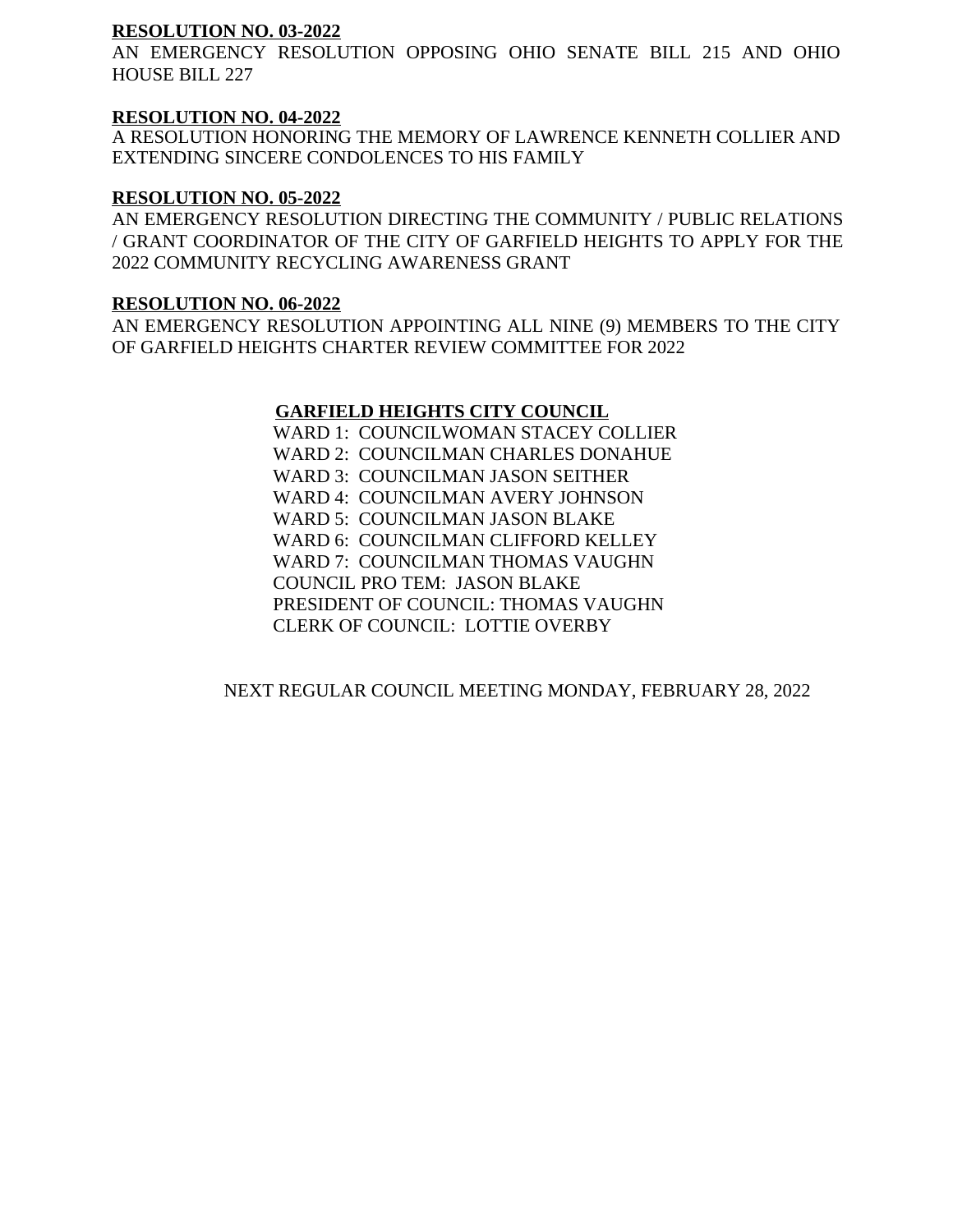**RESOLUTION NO. 03-2022**
AN EMERGENCY RESOLUTION OPPOSING OHIO SENATE BILL 215 AND OHIO HOUSE BILL 227

**RESOLUTION NO. 04-2022**
A RESOLUTION HONORING THE MEMORY OF LAWRENCE KENNETH COLLIER AND EXTENDING SINCERE CONDOLENCES TO HIS FAMILY

**RESOLUTION NO. 05-2022**
AN EMERGENCY RESOLUTION DIRECTING THE COMMUNITY / PUBLIC RELATIONS / GRANT COORDINATOR OF THE CITY OF GARFIELD HEIGHTS TO APPLY FOR THE 2022 COMMUNITY RECYCLING AWARENESS GRANT

**RESOLUTION NO. 06-2022**
AN EMERGENCY RESOLUTION APPOINTING ALL NINE (9) MEMBERS TO THE CITY OF GARFIELD HEIGHTS CHARTER REVIEW COMMITTEE FOR 2022

**GARFIELD HEIGHTS CITY COUNCIL**
WARD 1: COUNCILWOMAN STACEY COLLIER
WARD 2: COUNCILMAN CHARLES DONAHUE
WARD 3: COUNCILMAN JASON SEITHER
WARD 4: COUNCILMAN AVERY JOHNSON
WARD 5: COUNCILMAN JASON BLAKE
WARD 6: COUNCILMAN CLIFFORD KELLEY
WARD 7: COUNCILMAN THOMAS VAUGHN
COUNCIL PRO TEM: JASON BLAKE
PRESIDENT OF COUNCIL: THOMAS VAUGHN
CLERK OF COUNCIL: LOTTIE OVERBY

NEXT REGULAR COUNCIL MEETING MONDAY, FEBRUARY 28, 2022